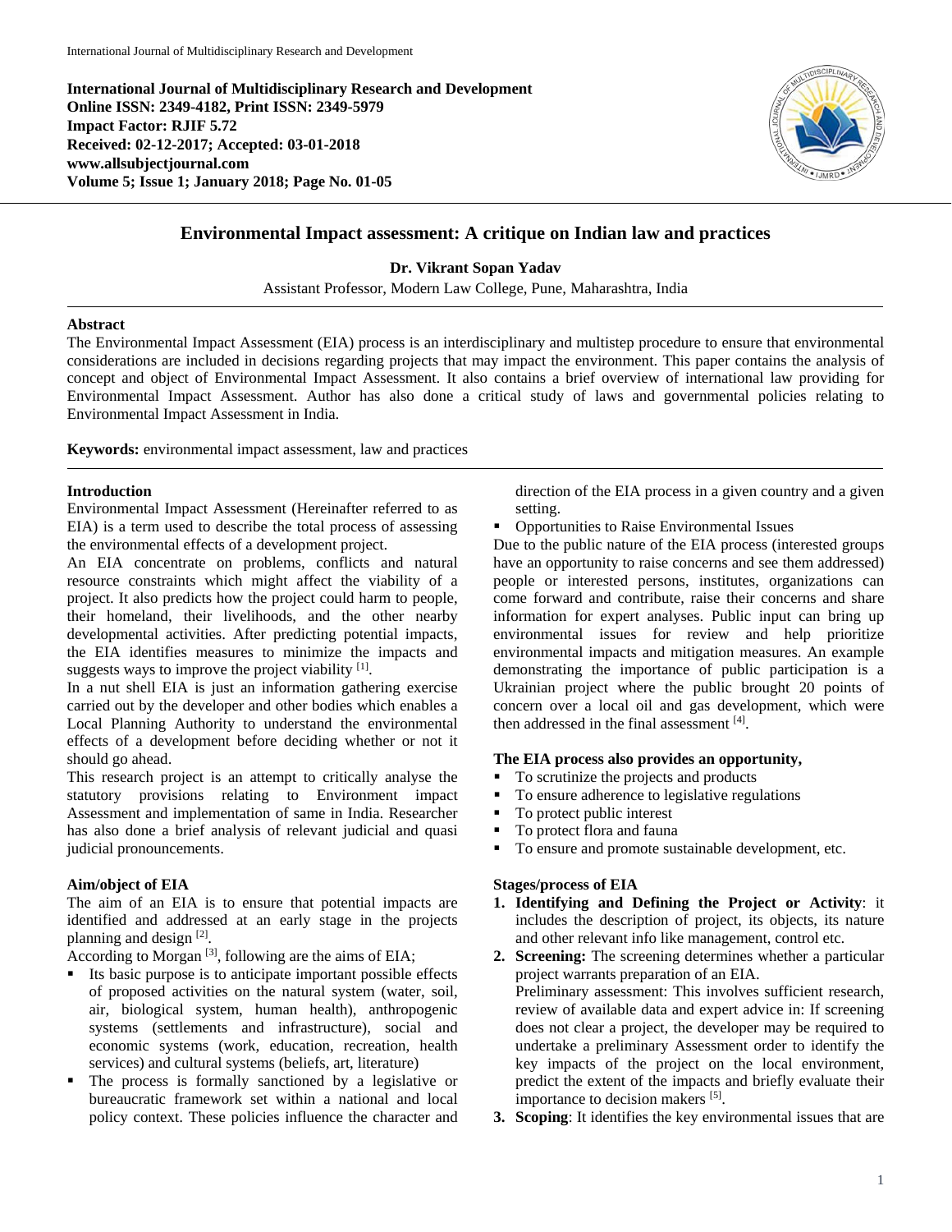**International Journal of Multidisciplinary Research and Development**
**Online ISSN: 2349-4182, Print ISSN: 2349-5979**
**Impact Factor: RJIF 5.72**
**Received: 02-12-2017; Accepted: 03-01-2018**
**www.allsubjectjournal.com**
**Volume 5; Issue 1; January 2018; Page No. 01-05**

# Environmental Impact assessment: A critique on Indian law and practices

**Dr. Vikrant Sopan Yadav**

Assistant Professor, Modern Law College, Pune, Maharashtra, India

## Abstract

The Environmental Impact Assessment (EIA) process is an interdisciplinary and multistep procedure to ensure that environmental considerations are included in decisions regarding projects that may impact the environment. This paper contains the analysis of concept and object of Environmental Impact Assessment. It also contains a brief overview of international law providing for Environmental Impact Assessment. Author has also done a critical study of laws and governmental policies relating to Environmental Impact Assessment in India.

**Keywords:** environmental impact assessment, law and practices

## Introduction

Environmental Impact Assessment (Hereinafter referred to as EIA) is a term used to describe the total process of assessing the environmental effects of a development project.

An EIA concentrate on problems, conflicts and natural resource constraints which might affect the viability of a project. It also predicts how the project could harm to people, their homeland, their livelihoods, and the other nearby developmental activities. After predicting potential impacts, the EIA identifies measures to minimize the impacts and suggests ways to improve the project viability [1].

In a nut shell EIA is just an information gathering exercise carried out by the developer and other bodies which enables a Local Planning Authority to understand the environmental effects of a development before deciding whether or not it should go ahead.

This research project is an attempt to critically analyse the statutory provisions relating to Environment impact Assessment and implementation of same in India. Researcher has also done a brief analysis of relevant judicial and quasi judicial pronouncements.

## Aim/object of EIA

The aim of an EIA is to ensure that potential impacts are identified and addressed at an early stage in the projects planning and design [2].

According to Morgan [3], following are the aims of EIA;

- Its basic purpose is to anticipate important possible effects of proposed activities on the natural system (water, soil, air, biological system, human health), anthropogenic systems (settlements and infrastructure), social and economic systems (work, education, recreation, health services) and cultural systems (beliefs, art, literature)
- The process is formally sanctioned by a legislative or bureaucratic framework set within a national and local policy context. These policies influence the character and direction of the EIA process in a given country and a given setting.
- Opportunities to Raise Environmental Issues

Due to the public nature of the EIA process (interested groups have an opportunity to raise concerns and see them addressed) people or interested persons, institutes, organizations can come forward and contribute, raise their concerns and share information for expert analyses. Public input can bring up environmental issues for review and help prioritize environmental impacts and mitigation measures. An example demonstrating the importance of public participation is a Ukrainian project where the public brought 20 points of concern over a local oil and gas development, which were then addressed in the final assessment [4].

### The EIA process also provides an opportunity,

- To scrutinize the projects and products
- To ensure adherence to legislative regulations
- To protect public interest
- To protect flora and fauna
- To ensure and promote sustainable development, etc.

## Stages/process of EIA

1. **Identifying and Defining the Project or Activity**: it includes the description of project, its objects, its nature and other relevant info like management, control etc.
2. **Screening:** The screening determines whether a particular project warrants preparation of an EIA.
   Preliminary assessment: This involves sufficient research, review of available data and expert advice in: If screening does not clear a project, the developer may be required to undertake a preliminary Assessment order to identify the key impacts of the project on the local environment, predict the extent of the impacts and briefly evaluate their importance to decision makers [5].
3. **Scoping**: It identifies the key environmental issues that are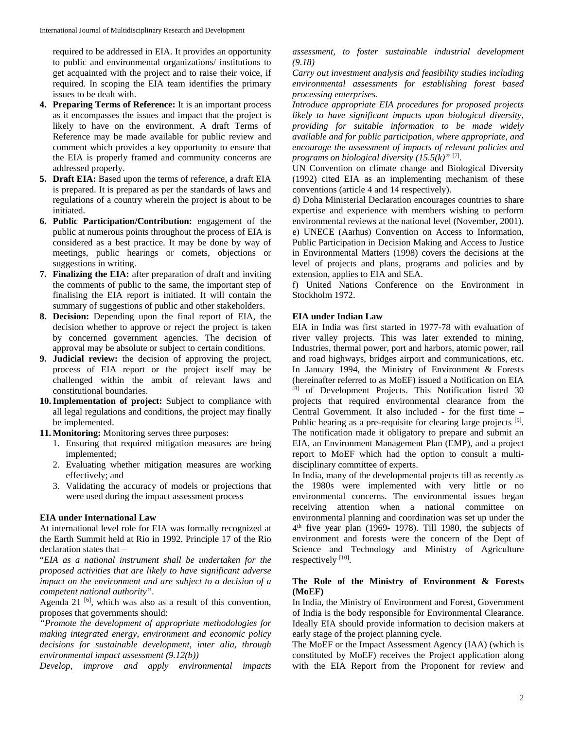required to be addressed in EIA. It provides an opportunity to public and environmental organizations/ institutions to get acquainted with the project and to raise their voice, if required. In scoping the EIA team identifies the primary issues to be dealt with.

4. **Preparing Terms of Reference:** It is an important process as it encompasses the issues and impact that the project is likely to have on the environment. A draft Terms of Reference may be made available for public review and comment which provides a key opportunity to ensure that the EIA is properly framed and community concerns are addressed properly.
5. **Draft EIA:** Based upon the terms of reference, a draft EIA is prepared. It is prepared as per the standards of laws and regulations of a country wherein the project is about to be initiated.
6. **Public Participation/Contribution:** engagement of the public at numerous points throughout the process of EIA is considered as a best practice. It may be done by way of meetings, public hearings or comets, objections or suggestions in writing.
7. **Finalizing the EIA:** after preparation of draft and inviting the comments of public to the same, the important step of finalising the EIA report is initiated. It will contain the summary of suggestions of public and other stakeholders.
8. **Decision:** Depending upon the final report of EIA, the decision whether to approve or reject the project is taken by concerned government agencies. The decision of approval may be absolute or subject to certain conditions.
9. **Judicial review:** the decision of approving the project, process of EIA report or the project itself may be challenged within the ambit of relevant laws and constitutional boundaries.
10. **Implementation of project:** Subject to compliance with all legal regulations and conditions, the project may finally be implemented.
11. **Monitoring:** Monitoring serves three purposes:
    1. Ensuring that required mitigation measures are being implemented;
    2. Evaluating whether mitigation measures are working effectively; and
    3. Validating the accuracy of models or projections that were used during the impact assessment process

### EIA under International Law

At international level role for EIA was formally recognized at the Earth Summit held at Rio in 1992. Principle 17 of the Rio declaration states that –

"*EIA as a national instrument shall be undertaken for the proposed activities that are likely to have significant adverse impact on the environment and are subject to a decision of a competent national authority*".

Agenda 21 [6], which was also as a result of this convention, proposes that governments should:

*"Promote the development of appropriate methodologies for making integrated energy, environment and economic policy decisions for sustainable development, inter alia, through environmental impact assessment (9.12(b))*

*Develop, improve and apply environmental impacts assessment, to foster sustainable industrial development (9.18)*

*Carry out investment analysis and feasibility studies including environmental assessments for establishing forest based processing enterprises.*

*Introduce appropriate EIA procedures for proposed projects likely to have significant impacts upon biological diversity, providing for suitable information to be made widely available and for public participation, where appropriate, and encourage the assessment of impacts of relevant policies and programs on biological diversity (15.5(k)"* [7].

UN Convention on climate change and Biological Diversity (1992) cited EIA as an implementing mechanism of these conventions (article 4 and 14 respectively).

d) Doha Ministerial Declaration encourages countries to share expertise and experience with members wishing to perform environmental reviews at the national level (November, 2001).

e) UNECE (Aarhus) Convention on Access to Information, Public Participation in Decision Making and Access to Justice in Environmental Matters (1998) covers the decisions at the level of projects and plans, programs and policies and by extension, applies to EIA and SEA.

f) United Nations Conference on the Environment in Stockholm 1972.

### EIA under Indian Law

EIA in India was first started in 1977-78 with evaluation of river valley projects. This was later extended to mining, Industries, thermal power, port and harbors, atomic power, rail and road highways, bridges airport and communications, etc. In January 1994, the Ministry of Environment & Forests (hereinafter referred to as MoEF) issued a Notification on EIA [8] of Development Projects. This Notification listed 30 projects that required environmental clearance from the Central Government. It also included - for the first time – Public hearing as a pre-requisite for clearing large projects [9]. The notification made it obligatory to prepare and submit an EIA, an Environment Management Plan (EMP), and a project report to MoEF which had the option to consult a multi-disciplinary committee of experts.

In India, many of the developmental projects till as recently as the 1980s were implemented with very little or no environmental concerns. The environmental issues began receiving attention when a national committee on environmental planning and coordination was set up under the 4th five year plan (1969- 1978). Till 1980, the subjects of environment and forests were the concern of the Dept of Science and Technology and Ministry of Agriculture respectively [10].

### The Role of the Ministry of Environment & Forests (MoEF)

In India, the Ministry of Environment and Forest, Government of India is the body responsible for Environmental Clearance. Ideally EIA should provide information to decision makers at early stage of the project planning cycle.

The MoEF or the Impact Assessment Agency (IAA) (which is constituted by MoEF) receives the Project application along with the EIA Report from the Proponent for review and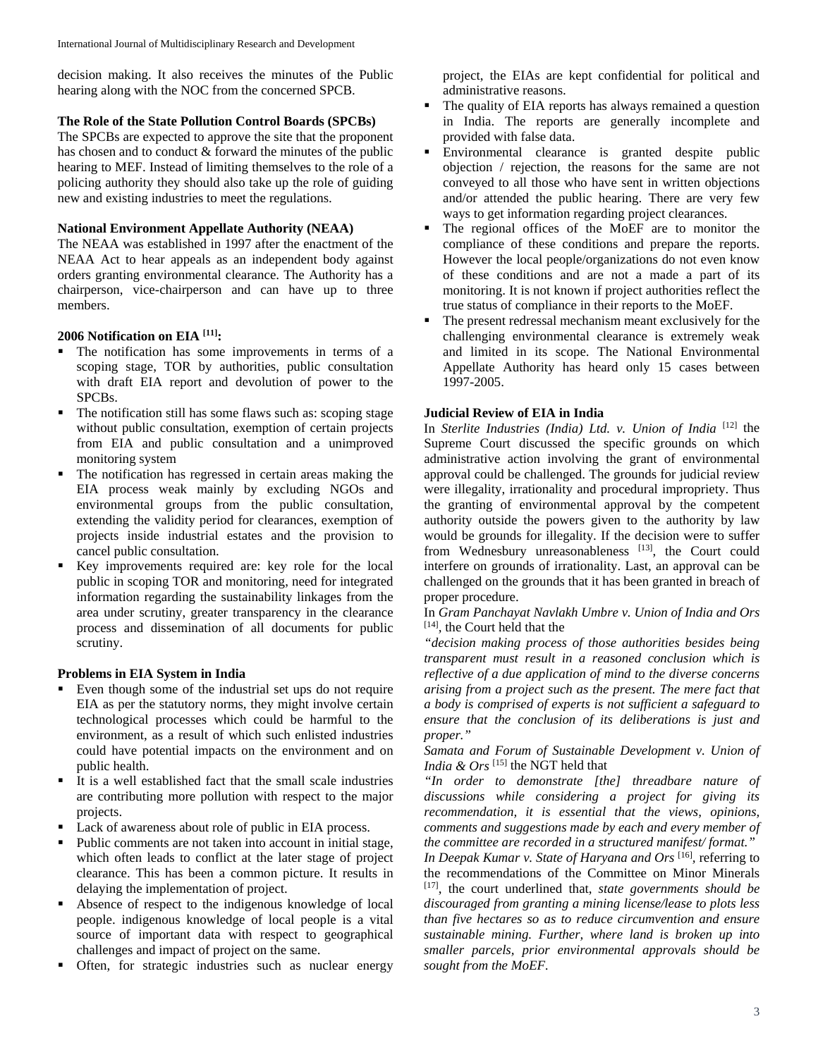decision making. It also receives the minutes of the Public hearing along with the NOC from the concerned SPCB.

### The Role of the State Pollution Control Boards (SPCBs)

The SPCBs are expected to approve the site that the proponent has chosen and to conduct & forward the minutes of the public hearing to MEF. Instead of limiting themselves to the role of a policing authority they should also take up the role of guiding new and existing industries to meet the regulations.

### National Environment Appellate Authority (NEAA)

The NEAA was established in 1997 after the enactment of the NEAA Act to hear appeals as an independent body against orders granting environmental clearance. The Authority has a chairperson, vice-chairperson and can have up to three members.

### 2006 Notification on EIA [11]:

- The notification has some improvements in terms of a scoping stage, TOR by authorities, public consultation with draft EIA report and devolution of power to the SPCBs.
- The notification still has some flaws such as: scoping stage without public consultation, exemption of certain projects from EIA and public consultation and a unimproved monitoring system
- The notification has regressed in certain areas making the EIA process weak mainly by excluding NGOs and environmental groups from the public consultation, extending the validity period for clearances, exemption of projects inside industrial estates and the provision to cancel public consultation.
- Key improvements required are: key role for the local public in scoping TOR and monitoring, need for integrated information regarding the sustainability linkages from the area under scrutiny, greater transparency in the clearance process and dissemination of all documents for public scrutiny.

### Problems in EIA System in India

- Even though some of the industrial set ups do not require EIA as per the statutory norms, they might involve certain technological processes which could be harmful to the environment, as a result of which such enlisted industries could have potential impacts on the environment and on public health.
- It is a well established fact that the small scale industries are contributing more pollution with respect to the major projects.
- Lack of awareness about role of public in EIA process.
- Public comments are not taken into account in initial stage, which often leads to conflict at the later stage of project clearance. This has been a common picture. It results in delaying the implementation of project.
- Absence of respect to the indigenous knowledge of local people. indigenous knowledge of local people is a vital source of important data with respect to geographical challenges and impact of project on the same.
- Often, for strategic industries such as nuclear energy project, the EIAs are kept confidential for political and administrative reasons.
- The quality of EIA reports has always remained a question in India. The reports are generally incomplete and provided with false data.
- Environmental clearance is granted despite public objection / rejection, the reasons for the same are not conveyed to all those who have sent in written objections and/or attended the public hearing. There are very few ways to get information regarding project clearances.
- The regional offices of the MoEF are to monitor the compliance of these conditions and prepare the reports. However the local people/organizations do not even know of these conditions and are not a made a part of its monitoring. It is not known if project authorities reflect the true status of compliance in their reports to the MoEF.
- The present redressal mechanism meant exclusively for the challenging environmental clearance is extremely weak and limited in its scope. The National Environmental Appellate Authority has heard only 15 cases between 1997-2005.

### Judicial Review of EIA in India

In *Sterlite Industries (India) Ltd. v. Union of India* [12] the Supreme Court discussed the specific grounds on which administrative action involving the grant of environmental approval could be challenged. The grounds for judicial review were illegality, irrationality and procedural impropriety. Thus the granting of environmental approval by the competent authority outside the powers given to the authority by law would be grounds for illegality. If the decision were to suffer from Wednesbury unreasonableness [13], the Court could interfere on grounds of irrationality. Last, an approval can be challenged on the grounds that it has been granted in breach of proper procedure.

In *Gram Panchayat Navlakh Umbre v. Union of India and Ors* [14], the Court held that the

*"decision making process of those authorities besides being transparent must result in a reasoned conclusion which is reflective of a due application of mind to the diverse concerns arising from a project such as the present. The mere fact that a body is comprised of experts is not sufficient a safeguard to ensure that the conclusion of its deliberations is just and proper."*

*Samata and Forum of Sustainable Development v. Union of India & Ors* [15] the NGT held that

*"In order to demonstrate [the] threadbare nature of discussions while considering a project for giving its recommendation, it is essential that the views, opinions, comments and suggestions made by each and every member of the committee are recorded in a structured manifest/ format."*

*In Deepak Kumar v. State of Haryana and Ors* [16], referring to the recommendations of the Committee on Minor Minerals [17], the court underlined that, *state governments should be discouraged from granting a mining license/lease to plots less than five hectares so as to reduce circumvention and ensure sustainable mining. Further, where land is broken up into smaller parcels, prior environmental approvals should be sought from the MoEF.*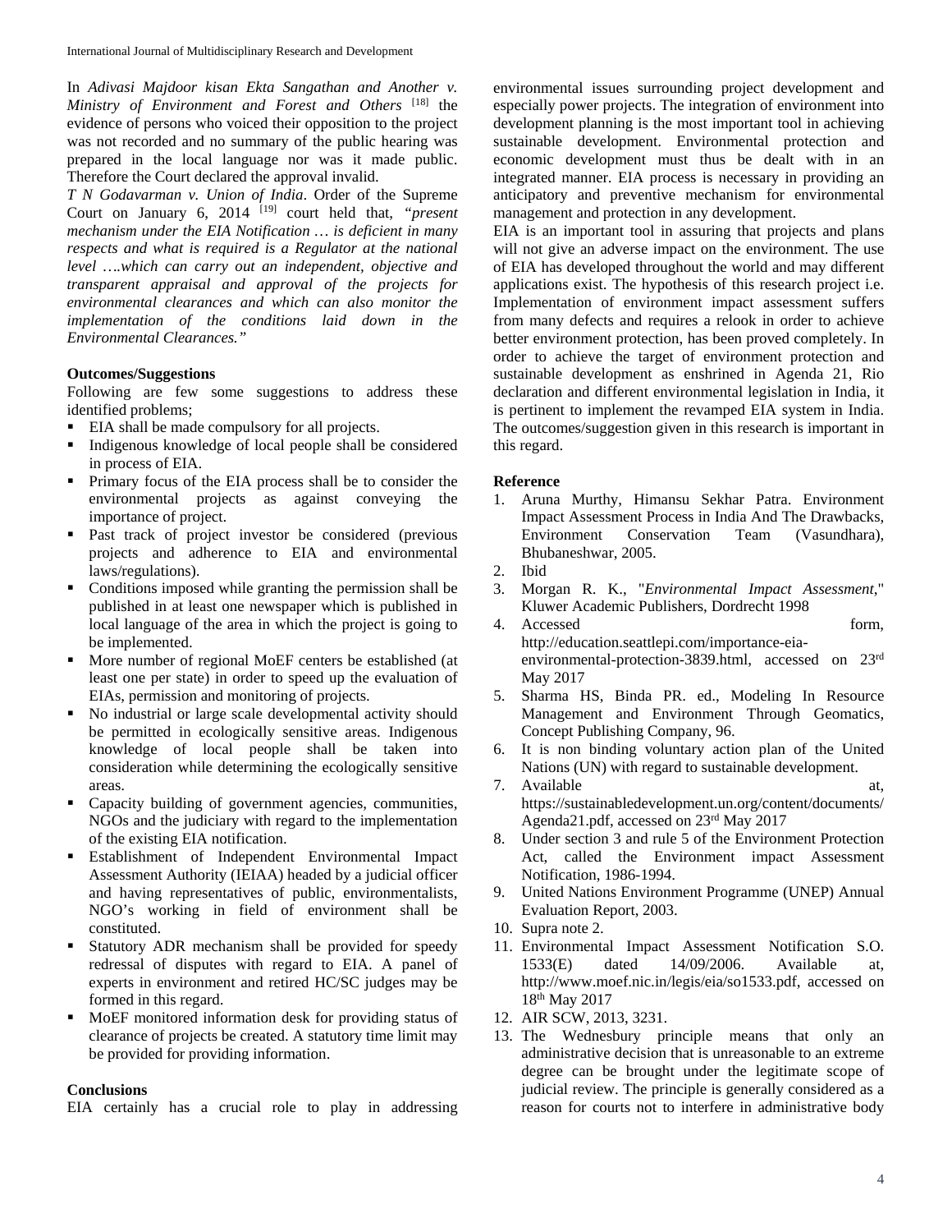In *Adivasi Majdoor kisan Ekta Sangathan and Another v. Ministry of Environment and Forest and Others* [18] the evidence of persons who voiced their opposition to the project was not recorded and no summary of the public hearing was prepared in the local language nor was it made public. Therefore the Court declared the approval invalid.

*T N Godavarman v. Union of India*. Order of the Supreme Court on January 6, 2014 [19] court held that, *"present mechanism under the EIA Notification … is deficient in many respects and what is required is a Regulator at the national level ….which can carry out an independent, objective and transparent appraisal and approval of the projects for environmental clearances and which can also monitor the implementation of the conditions laid down in the Environmental Clearances."*

**Outcomes/Suggestions**

Following are few some suggestions to address these identified problems;

- EIA shall be made compulsory for all projects.
- Indigenous knowledge of local people shall be considered in process of EIA.
- Primary focus of the EIA process shall be to consider the environmental projects as against conveying the importance of project.
- Past track of project investor be considered (previous projects and adherence to EIA and environmental laws/regulations).
- Conditions imposed while granting the permission shall be published in at least one newspaper which is published in local language of the area in which the project is going to be implemented.
- More number of regional MoEF centers be established (at least one per state) in order to speed up the evaluation of EIAs, permission and monitoring of projects.
- No industrial or large scale developmental activity should be permitted in ecologically sensitive areas. Indigenous knowledge of local people shall be taken into consideration while determining the ecologically sensitive areas.
- Capacity building of government agencies, communities, NGOs and the judiciary with regard to the implementation of the existing EIA notification.
- Establishment of Independent Environmental Impact Assessment Authority (IEIAA) headed by a judicial officer and having representatives of public, environmentalists, NGO's working in field of environment shall be constituted.
- Statutory ADR mechanism shall be provided for speedy redressal of disputes with regard to EIA. A panel of experts in environment and retired HC/SC judges may be formed in this regard.
- MoEF monitored information desk for providing status of clearance of projects be created. A statutory time limit may be provided for providing information.

**Conclusions**

EIA certainly has a crucial role to play in addressing environmental issues surrounding project development and especially power projects. The integration of environment into development planning is the most important tool in achieving sustainable development. Environmental protection and economic development must thus be dealt with in an integrated manner. EIA process is necessary in providing an anticipatory and preventive mechanism for environmental management and protection in any development.

EIA is an important tool in assuring that projects and plans will not give an adverse impact on the environment. The use of EIA has developed throughout the world and may different applications exist. The hypothesis of this research project i.e. Implementation of environment impact assessment suffers from many defects and requires a relook in order to achieve better environment protection, has been proved completely. In order to achieve the target of environment protection and sustainable development as enshrined in Agenda 21, Rio declaration and different environmental legislation in India, it is pertinent to implement the revamped EIA system in India. The outcomes/suggestion given in this research is important in this regard.

**Reference**

1. Aruna Murthy, Himansu Sekhar Patra. Environment Impact Assessment Process in India And The Drawbacks, Environment Conservation Team (Vasundhara), Bhubaneshwar, 2005.
2. Ibid
3. Morgan R. K., "*Environmental Impact Assessment*," Kluwer Academic Publishers, Dordrecht 1998
4. Accessed form, http://education.seattlepi.com/importance-eia-environmental-protection-3839.html, accessed on 23rd May 2017
5. Sharma HS, Binda PR. ed., Modeling In Resource Management and Environment Through Geomatics, Concept Publishing Company, 96.
6. It is non binding voluntary action plan of the United Nations (UN) with regard to sustainable development.
7. Available at, https://sustainabledevelopment.un.org/content/documents/Agenda21.pdf, accessed on 23rd May 2017
8. Under section 3 and rule 5 of the Environment Protection Act, called the Environment impact Assessment Notification, 1986-1994.
9. United Nations Environment Programme (UNEP) Annual Evaluation Report, 2003.
10. Supra note 2.
11. Environmental Impact Assessment Notification S.O. 1533(E) dated 14/09/2006. Available at, http://www.moef.nic.in/legis/eia/so1533.pdf, accessed on 18th May 2017
12. AIR SCW, 2013, 3231.
13. The Wednesbury principle means that only an administrative decision that is unreasonable to an extreme degree can be brought under the legitimate scope of judicial review. The principle is generally considered as a reason for courts not to interfere in administrative body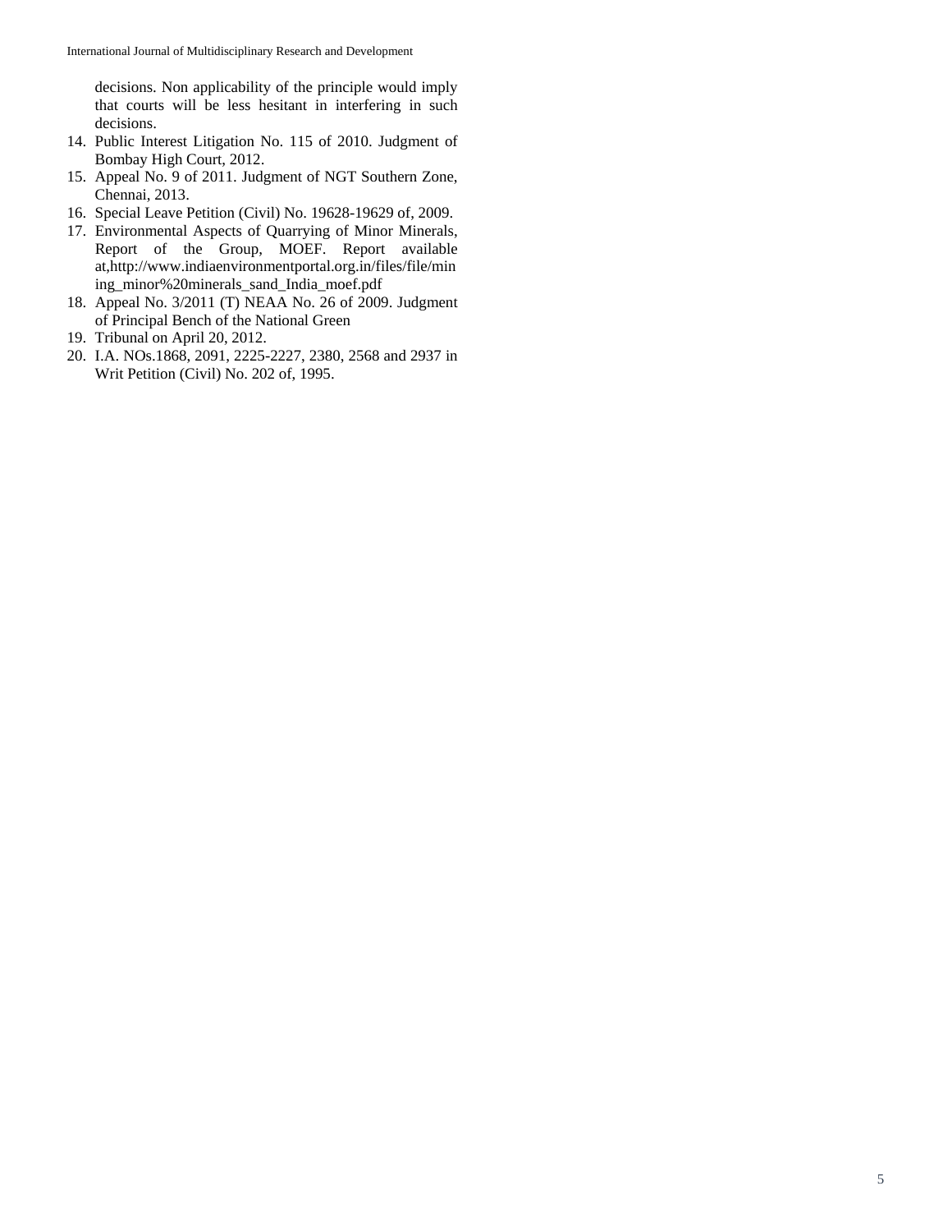decisions. Non applicability of the principle would imply that courts will be less hesitant in interfering in such decisions.

14. Public Interest Litigation No. 115 of 2010. Judgment of Bombay High Court, 2012.
15. Appeal No. 9 of 2011. Judgment of NGT Southern Zone, Chennai, 2013.
16. Special Leave Petition (Civil) No. 19628-19629 of, 2009.
17. Environmental Aspects of Quarrying of Minor Minerals, Report of the Group, MOEF. Report available at,http://www.indiaenvironmentportal.org.in/files/file/mining_minor%20minerals_sand_India_moef.pdf
18. Appeal No. 3/2011 (T) NEAA No. 26 of 2009. Judgment of Principal Bench of the National Green
19. Tribunal on April 20, 2012.
20. I.A. NOs.1868, 2091, 2225-2227, 2380, 2568 and 2937 in Writ Petition (Civil) No. 202 of, 1995.